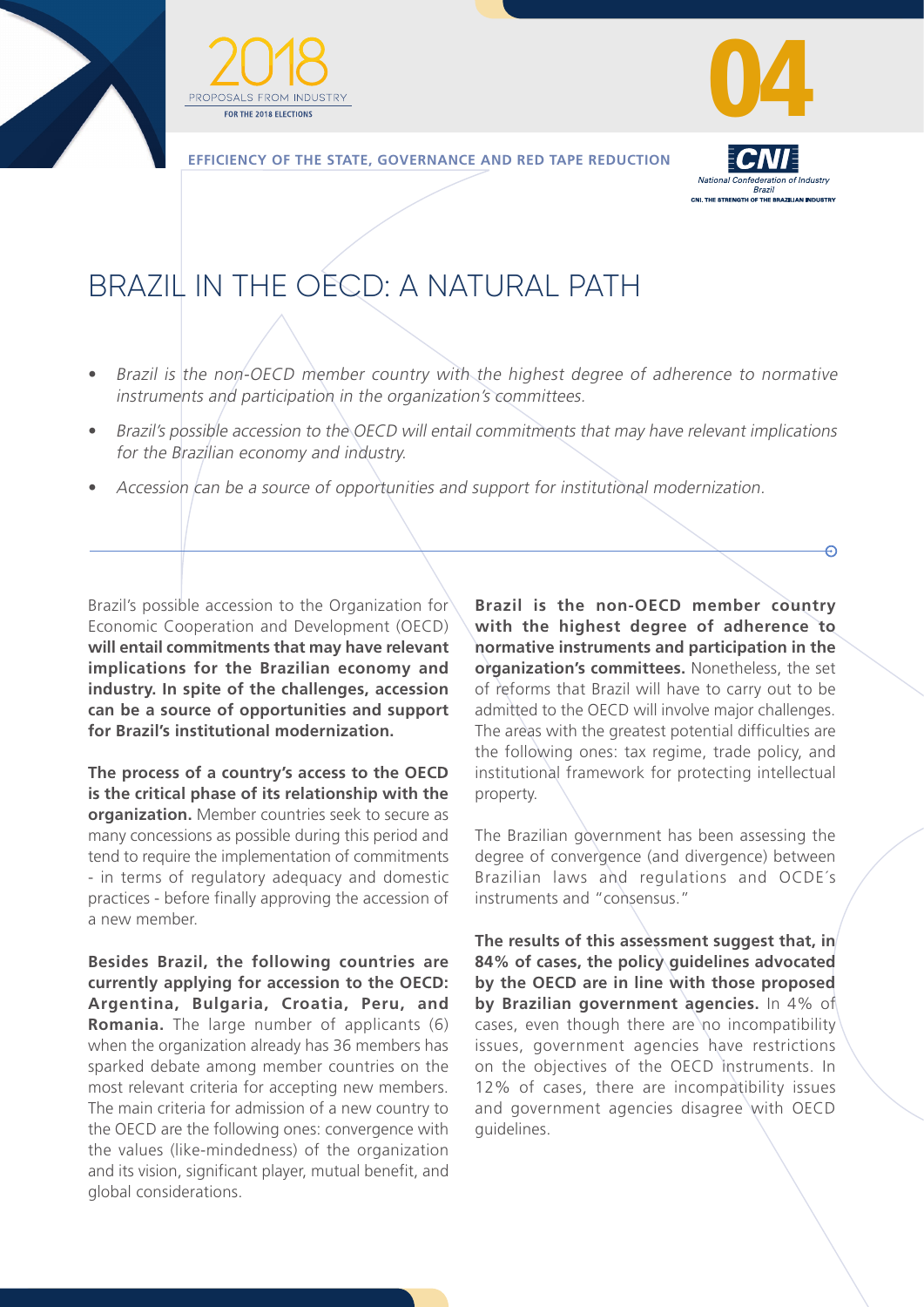# BRAZIL IN THE OECD: A NATURAL PATH

- *Brazil is the non-OECD member country with the highest degree of adherence to normative instruments and participation in the organization's committees.*
- *Brazil's possible accession to the OECD will entail commitments that may have relevant implications for the Brazilian economy and industry.*
- *Accession can be a source of opportunities and support for institutional modernization.*

---

Brazil's possible accession to the Organization for Economic Cooperation and Development (OECD) **will entail commitments that may have relevant implications for the Brazilian economy and industry. In spite of the challenges, accession can be a source of opportunities and support for Brazil's institutional modernization.**

**The process of a country's access to the OECD is the critical phase of its relationship with the organization.** Member countries seek to secure as many concessions as possible during this period and tend to require the implementation of commitments - in terms of regulatory adequacy and domestic practices - before finally approving the accession of a new member.

**Besides Brazil, the following countries are currently applying for accession to the OECD: Argentina, Bulgaria, Croatia, Peru, and Romania.** The large number of applicants (6) when the organization already has 36 members has sparked debate among member countries on the most relevant criteria for accepting new members. The main criteria for admission of a new country to the OECD are the following ones: convergence with the values (like-mindedness) of the organization and its vision, significant player, mutual benefit, and global considerations.

**Brazil is the non-OECD member country with the highest degree of adherence to normative instruments and participation in the organization's committees.** Nonetheless, the set of reforms that Brazil will have to carry out to be admitted to the OECD will involve major challenges. The areas with the greatest potential difficulties are the following ones: tax regime, trade policy, and institutional framework for protecting intellectual property.

The Brazilian government has been assessing the degree of convergence (and divergence) between Brazilian laws and regulations and OCDE´s instruments and "consensus."

**The results of this assessment suggest that, in 84% of cases, the policy guidelines advocated by the OECD are in line with those proposed by Brazilian government agencies.** In 4% of cases, even though there are no incompatibility issues, government agencies have restrictions on the objectives of the OECD instruments. In 12% of cases, there are incompatibility issues and government agencies disagree with OECD guidelines.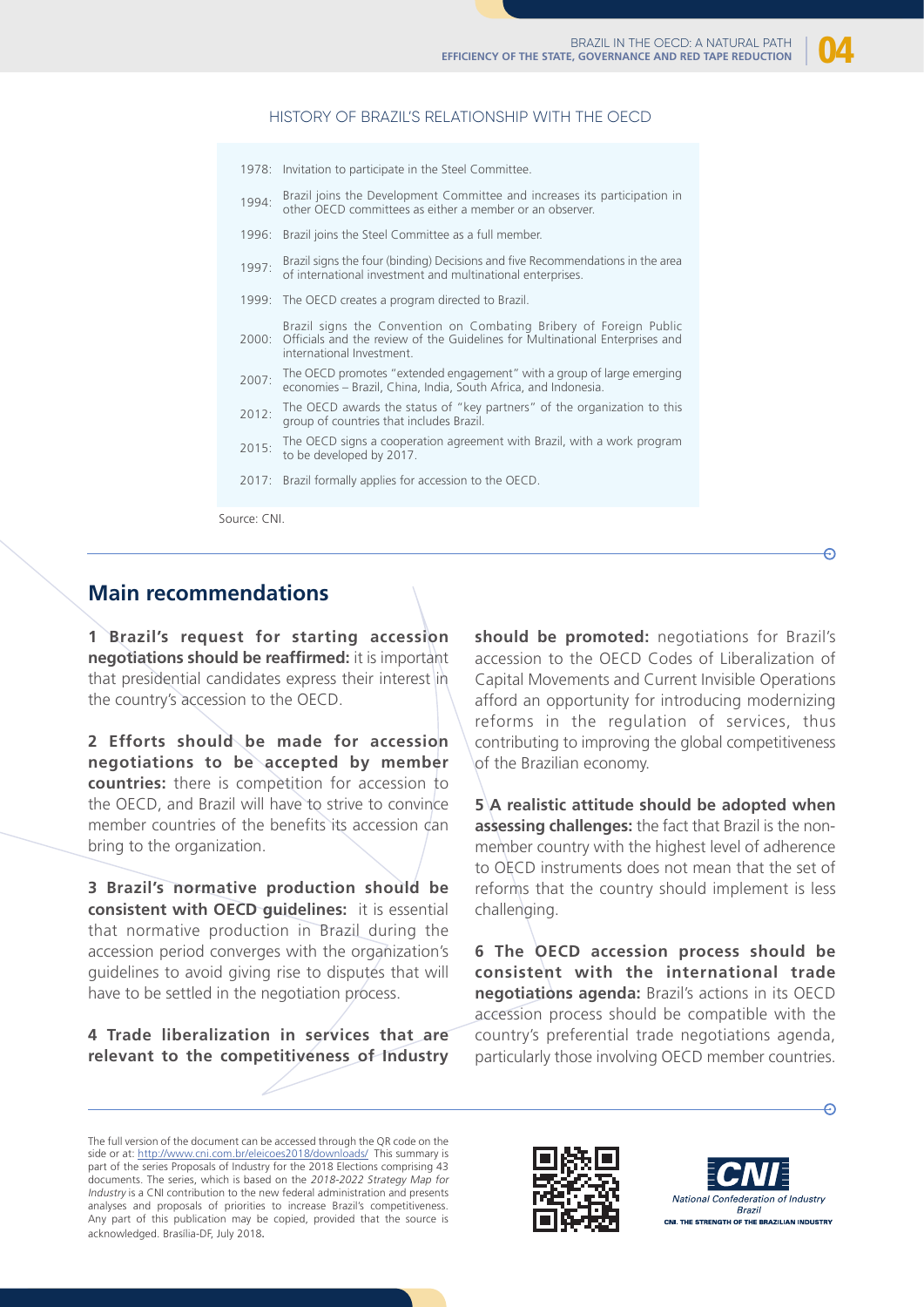### HISTORY OF BRAZIL'S RELATIONSHIP WITH THE OECD

| | |
|---|---|
| 1978: | Invitation to participate in the Steel Committee. |
| 1994: | Brazil joins the Development Committee and increases its participation in other OECD committees as either a member or an observer. |
| 1996: | Brazil joins the Steel Committee as a full member. |
| 1997: | Brazil signs the four (binding) Decisions and five Recommendations in the area of international investment and multinational enterprises. |
| 1999: | The OECD creates a program directed to Brazil. |
| 2000: | Brazil signs the Convention on Combating Bribery of Foreign Public Officials and the review of the Guidelines for Multinational Enterprises and international Investment. |
| 2007: | The OECD promotes "extended engagement" with a group of large emerging economies – Brazil, China, India, South Africa, and Indonesia. |
| 2012: | The OECD awards the status of "key partners" of the organization to this group of countries that includes Brazil. |
| 2015: | The OECD signs a cooperation agreement with Brazil, with a work program to be developed by 2017. |
| 2017: | Brazil formally applies for accession to the OECD. |

Source: CNI.

## Main recommendations

**1 Brazil's request for starting accession negotiations should be reaffirmed:** it is important that presidential candidates express their interest in the country's accession to the OECD.

**2 Efforts should be made for accession negotiations to be accepted by member countries:** there is competition for accession to the OECD, and Brazil will have to strive to convince member countries of the benefits its accession can bring to the organization.

**3 Brazil's normative production should be consistent with OECD guidelines:** it is essential that normative production in Brazil during the accession period converges with the organization's guidelines to avoid giving rise to disputes that will have to be settled in the negotiation process.

**4 Trade liberalization in services that are relevant to the competitiveness of Industry should be promoted:** negotiations for Brazil's accession to the OECD Codes of Liberalization of Capital Movements and Current Invisible Operations afford an opportunity for introducing modernizing reforms in the regulation of services, thus contributing to improving the global competitiveness of the Brazilian economy.

**5 A realistic attitude should be adopted when assessing challenges:** the fact that Brazil is the non-member country with the highest level of adherence to OECD instruments does not mean that the set of reforms that the country should implement is less challenging.

**6 The OECD accession process should be consistent with the international trade negotiations agenda:** Brazil's actions in its OECD accession process should be compatible with the country's preferential trade negotiations agenda, particularly those involving OECD member countries.

The full version of the document can be accessed through the QR code on the side or at: http://www.cni.com.br/eleicoes2018/downloads/ This summary is part of the series Proposals of Industry for the 2018 Elections comprising 43 documents. The series, which is based on the *2018-2022 Strategy Map for Industry* is a CNI contribution to the new federal administration and presents analyses and proposals of priorities to increase Brazil's competitiveness. Any part of this publication may be copied, provided that the source is acknowledged. Brasília-DF, July 2018.

CNI
*National Confederation of Industry Brazil*
CNI. THE STRENGTH OF THE BRAZILIAN INDUSTRY